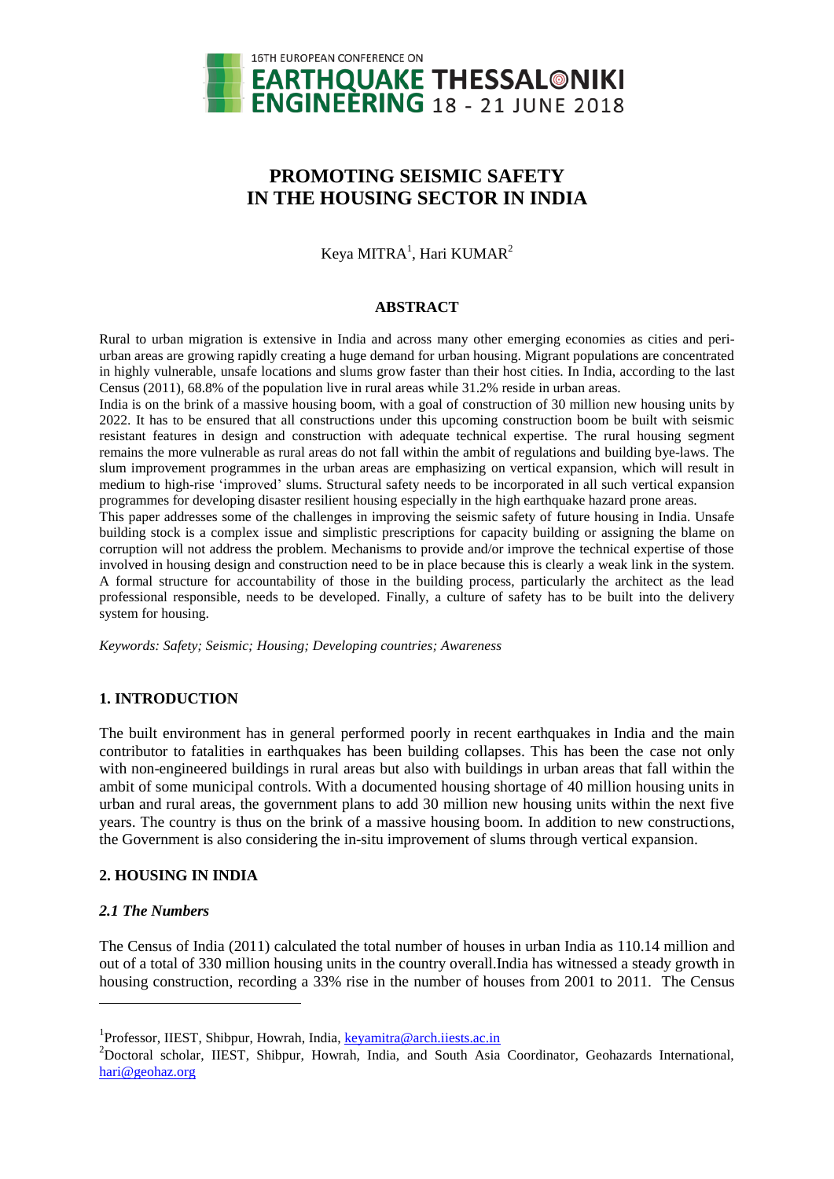# PROMOTING SEISMIC SAFETY IN THE HOUSING SECTOR IN INDIA

Keya MITRA[1], Hari KUMAR[2]

## ABSTRACT

Rural to urban migration is extensive in India and across many other emerging economies as cities and peri-urban areas are growing rapidly creating a huge demand for urban housing. Migrant populations are concentrated in highly vulnerable, unsafe locations and slums grow faster than their host cities. In India, according to the last Census (2011), 68.8% of the population live in rural areas while 31.2% reside in urban areas.

India is on the brink of a massive housing boom, with a goal of construction of 30 million new housing units by 2022. It has to be ensured that all constructions under this upcoming construction boom be built with seismic resistant features in design and construction with adequate technical expertise. The rural housing segment remains the more vulnerable as rural areas do not fall within the ambit of regulations and building bye-laws. The slum improvement programmes in the urban areas are emphasizing on vertical expansion, which will result in medium to high-rise 'improved' slums. Structural safety needs to be incorporated in all such vertical expansion programmes for developing disaster resilient housing especially in the high earthquake hazard prone areas.

This paper addresses some of the challenges in improving the seismic safety of future housing in India. Unsafe building stock is a complex issue and simplistic prescriptions for capacity building or assigning the blame on corruption will not address the problem. Mechanisms to provide and/or improve the technical expertise of those involved in housing design and construction need to be in place because this is clearly a weak link in the system. A formal structure for accountability of those in the building process, particularly the architect as the lead professional responsible, needs to be developed. Finally, a culture of safety has to be built into the delivery system for housing.

*Keywords: Safety; Seismic; Housing; Developing countries; Awareness*

## 1. INTRODUCTION

The built environment has in general performed poorly in recent earthquakes in India and the main contributor to fatalities in earthquakes has been building collapses. This has been the case not only with non-engineered buildings in rural areas but also with buildings in urban areas that fall within the ambit of some municipal controls. With a documented housing shortage of 40 million housing units in urban and rural areas, the government plans to add 30 million new housing units within the next five years. The country is thus on the brink of a massive housing boom. In addition to new constructions, the Government is also considering the in-situ improvement of slums through vertical expansion.

## 2. HOUSING IN INDIA

### *2.1 The Numbers*

The Census of India (2011) calculated the total number of houses in urban India as 110.14 million and out of a total of 330 million housing units in the country overall.India has witnessed a steady growth in housing construction, recording a 33% rise in the number of houses from 2001 to 2011. The Census

---

[1]Professor, IIEST, Shibpur, Howrah, India, keyamitra@arch.iiests.ac.in

[2]Doctoral scholar, IIEST, Shibpur, Howrah, India, and South Asia Coordinator, Geohazards International, hari@geohaz.org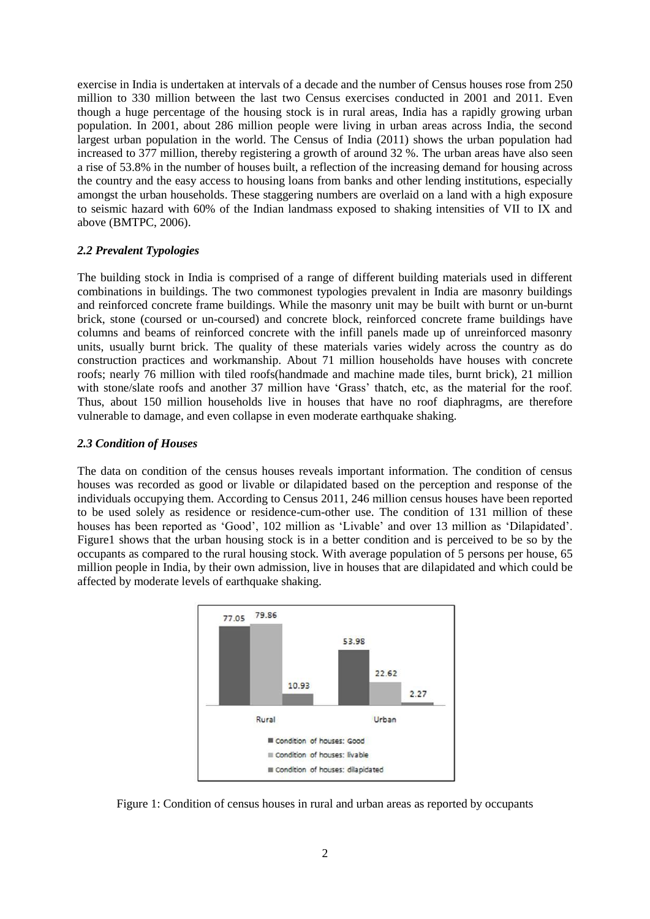exercise in India is undertaken at intervals of a decade and the number of Census houses rose from 250 million to 330 million between the last two Census exercises conducted in 2001 and 2011. Even though a huge percentage of the housing stock is in rural areas, India has a rapidly growing urban population. In 2001, about 286 million people were living in urban areas across India, the second largest urban population in the world. The Census of India (2011) shows the urban population had increased to 377 million, thereby registering a growth of around 32 %. The urban areas have also seen a rise of 53.8% in the number of houses built, a reflection of the increasing demand for housing across the country and the easy access to housing loans from banks and other lending institutions, especially amongst the urban households. These staggering numbers are overlaid on a land with a high exposure to seismic hazard with 60% of the Indian landmass exposed to shaking intensities of VII to IX and above (BMTPC, 2006).

### *2.2 Prevalent Typologies*

The building stock in India is comprised of a range of different building materials used in different combinations in buildings. The two commonest typologies prevalent in India are masonry buildings and reinforced concrete frame buildings. While the masonry unit may be built with burnt or un-burnt brick, stone (coursed or un-coursed) and concrete block, reinforced concrete frame buildings have columns and beams of reinforced concrete with the infill panels made up of unreinforced masonry units, usually burnt brick. The quality of these materials varies widely across the country as do construction practices and workmanship. About 71 million households have houses with concrete roofs; nearly 76 million with tiled roofs(handmade and machine made tiles, burnt brick), 21 million with stone/slate roofs and another 37 million have 'Grass' thatch, etc, as the material for the roof. Thus, about 150 million households live in houses that have no roof diaphragms, are therefore vulnerable to damage, and even collapse in even moderate earthquake shaking.

### *2.3 Condition of Houses*

The data on condition of the census houses reveals important information. The condition of census houses was recorded as good or livable or dilapidated based on the perception and response of the individuals occupying them. According to Census 2011, 246 million census houses have been reported to be used solely as residence or residence-cum-other use. The condition of 131 million of these houses has been reported as 'Good', 102 million as 'Livable' and over 13 million as 'Dilapidated'. Figure1 shows that the urban housing stock is in a better condition and is perceived to be so by the occupants as compared to the rural housing stock. With average population of 5 persons per house, 65 million people in India, by their own admission, live in houses that are dilapidated and which could be affected by moderate levels of earthquake shaking.

77.05
79.86
10.93
53.98
22.62
2.27
Rural
Urban
Condition of houses: Good
Condition of houses: livable
Condition of houses: dilapidated

Figure 1: Condition of census houses in rural and urban areas as reported by occupants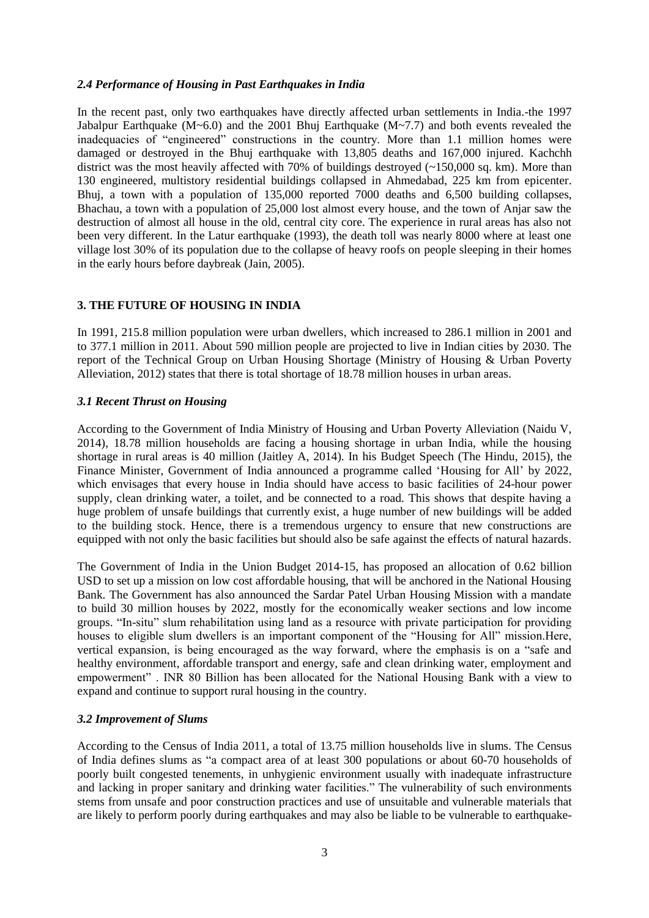### *2.4 Performance of Housing in Past Earthquakes in India*

In the recent past, only two earthquakes have directly affected urban settlements in India.-the 1997 Jabalpur Earthquake (M~6.0) and the 2001 Bhuj Earthquake (M~7.7) and both events revealed the inadequacies of "engineered" constructions in the country. More than 1.1 million homes were damaged or destroyed in the Bhuj earthquake with 13,805 deaths and 167,000 injured. Kachchh district was the most heavily affected with 70% of buildings destroyed (~150,000 sq. km). More than 130 engineered, multistory residential buildings collapsed in Ahmedabad, 225 km from epicenter. Bhuj, a town with a population of 135,000 reported 7000 deaths and 6,500 building collapses, Bhachau, a town with a population of 25,000 lost almost every house, and the town of Anjar saw the destruction of almost all house in the old, central city core. The experience in rural areas has also not been very different. In the Latur earthquake (1993), the death toll was nearly 8000 where at least one village lost 30% of its population due to the collapse of heavy roofs on people sleeping in their homes in the early hours before daybreak (Jain, 2005).

## 3. THE FUTURE OF HOUSING IN INDIA

In 1991, 215.8 million population were urban dwellers, which increased to 286.1 million in 2001 and to 377.1 million in 2011. About 590 million people are projected to live in Indian cities by 2030. The report of the Technical Group on Urban Housing Shortage (Ministry of Housing & Urban Poverty Alleviation, 2012) states that there is total shortage of 18.78 million houses in urban areas.

### *3.1 Recent Thrust on Housing*

According to the Government of India Ministry of Housing and Urban Poverty Alleviation (Naidu V, 2014), 18.78 million households are facing a housing shortage in urban India, while the housing shortage in rural areas is 40 million (Jaitley A, 2014). In his Budget Speech (The Hindu, 2015), the Finance Minister, Government of India announced a programme called 'Housing for All' by 2022, which envisages that every house in India should have access to basic facilities of 24-hour power supply, clean drinking water, a toilet, and be connected to a road. This shows that despite having a huge problem of unsafe buildings that currently exist, a huge number of new buildings will be added to the building stock. Hence, there is a tremendous urgency to ensure that new constructions are equipped with not only the basic facilities but should also be safe against the effects of natural hazards.

The Government of India in the Union Budget 2014-15, has proposed an allocation of 0.62 billion USD to set up a mission on low cost affordable housing, that will be anchored in the National Housing Bank. The Government has also announced the Sardar Patel Urban Housing Mission with a mandate to build 30 million houses by 2022, mostly for the economically weaker sections and low income groups. "In-situ" slum rehabilitation using land as a resource with private participation for providing houses to eligible slum dwellers is an important component of the "Housing for All" mission.Here, vertical expansion, is being encouraged as the way forward, where the emphasis is on a "safe and healthy environment, affordable transport and energy, safe and clean drinking water, employment and empowerment" . INR 80 Billion has been allocated for the National Housing Bank with a view to expand and continue to support rural housing in the country.

### *3.2 Improvement of Slums*

According to the Census of India 2011, a total of 13.75 million households live in slums. The Census of India defines slums as "a compact area of at least 300 populations or about 60-70 households of poorly built congested tenements, in unhygienic environment usually with inadequate infrastructure and lacking in proper sanitary and drinking water facilities." The vulnerability of such environments stems from unsafe and poor construction practices and use of unsuitable and vulnerable materials that are likely to perform poorly during earthquakes and may also be liable to be vulnerable to earthquake-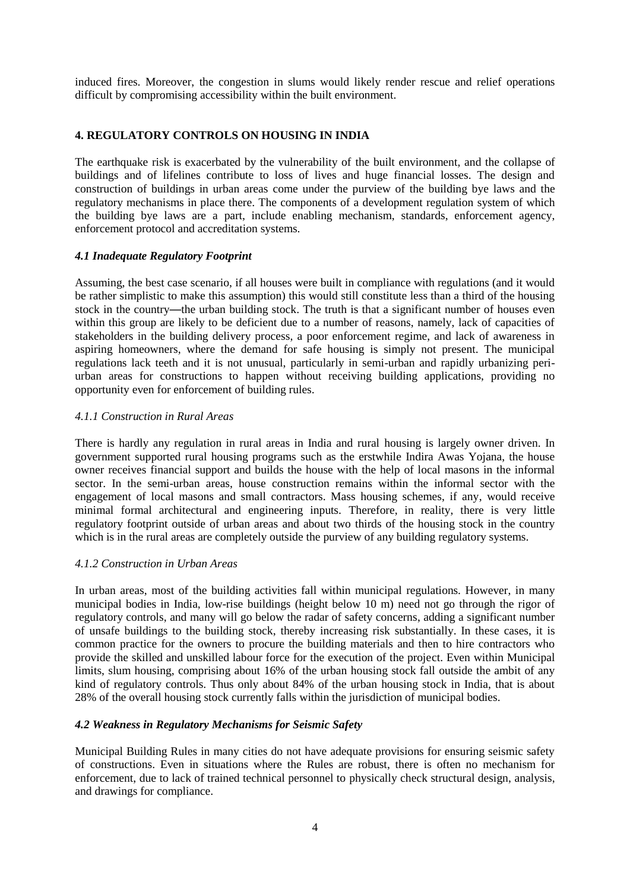induced fires. Moreover, the congestion in slums would likely render rescue and relief operations difficult by compromising accessibility within the built environment.

## 4. REGULATORY CONTROLS ON HOUSING IN INDIA

The earthquake risk is exacerbated by the vulnerability of the built environment, and the collapse of buildings and of lifelines contribute to loss of lives and huge financial losses. The design and construction of buildings in urban areas come under the purview of the building bye laws and the regulatory mechanisms in place there. The components of a development regulation system of which the building bye laws are a part, include enabling mechanism, standards, enforcement agency, enforcement protocol and accreditation systems.

### *4.1 Inadequate Regulatory Footprint*

Assuming, the best case scenario, if all houses were built in compliance with regulations (and it would be rather simplistic to make this assumption) this would still constitute less than a third of the housing stock in the country—the urban building stock. The truth is that a significant number of houses even within this group are likely to be deficient due to a number of reasons, namely, lack of capacities of stakeholders in the building delivery process, a poor enforcement regime, and lack of awareness in aspiring homeowners, where the demand for safe housing is simply not present. The municipal regulations lack teeth and it is not unusual, particularly in semi-urban and rapidly urbanizing peri-urban areas for constructions to happen without receiving building applications, providing no opportunity even for enforcement of building rules.

#### *4.1.1 Construction in Rural Areas*

There is hardly any regulation in rural areas in India and rural housing is largely owner driven. In government supported rural housing programs such as the erstwhile Indira Awas Yojana, the house owner receives financial support and builds the house with the help of local masons in the informal sector. In the semi-urban areas, house construction remains within the informal sector with the engagement of local masons and small contractors. Mass housing schemes, if any, would receive minimal formal architectural and engineering inputs. Therefore, in reality, there is very little regulatory footprint outside of urban areas and about two thirds of the housing stock in the country which is in the rural areas are completely outside the purview of any building regulatory systems.

#### *4.1.2 Construction in Urban Areas*

In urban areas, most of the building activities fall within municipal regulations. However, in many municipal bodies in India, low-rise buildings (height below 10 m) need not go through the rigor of regulatory controls, and many will go below the radar of safety concerns, adding a significant number of unsafe buildings to the building stock, thereby increasing risk substantially. In these cases, it is common practice for the owners to procure the building materials and then to hire contractors who provide the skilled and unskilled labour force for the execution of the project. Even within Municipal limits, slum housing, comprising about 16% of the urban housing stock fall outside the ambit of any kind of regulatory controls. Thus only about 84% of the urban housing stock in India, that is about 28% of the overall housing stock currently falls within the jurisdiction of municipal bodies.

### *4.2 Weakness in Regulatory Mechanisms for Seismic Safety*

Municipal Building Rules in many cities do not have adequate provisions for ensuring seismic safety of constructions. Even in situations where the Rules are robust, there is often no mechanism for enforcement, due to lack of trained technical personnel to physically check structural design, analysis, and drawings for compliance.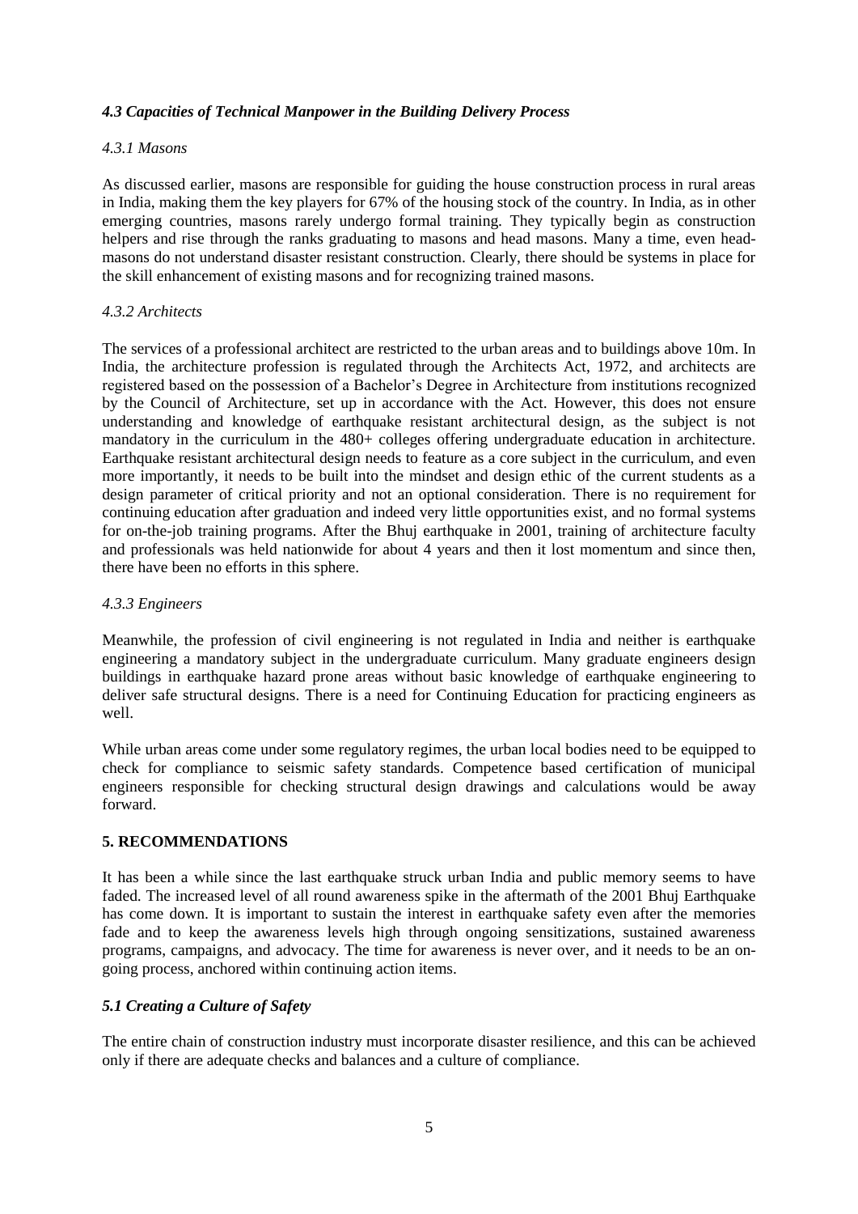### *4.3 Capacities of Technical Manpower in the Building Delivery Process*

#### *4.3.1 Masons*

As discussed earlier, masons are responsible for guiding the house construction process in rural areas in India, making them the key players for 67% of the housing stock of the country. In India, as in other emerging countries, masons rarely undergo formal training. They typically begin as construction helpers and rise through the ranks graduating to masons and head masons. Many a time, even head-masons do not understand disaster resistant construction. Clearly, there should be systems in place for the skill enhancement of existing masons and for recognizing trained masons.

#### *4.3.2 Architects*

The services of a professional architect are restricted to the urban areas and to buildings above 10m. In India, the architecture profession is regulated through the Architects Act, 1972, and architects are registered based on the possession of a Bachelor's Degree in Architecture from institutions recognized by the Council of Architecture, set up in accordance with the Act. However, this does not ensure understanding and knowledge of earthquake resistant architectural design, as the subject is not mandatory in the curriculum in the 480+ colleges offering undergraduate education in architecture. Earthquake resistant architectural design needs to feature as a core subject in the curriculum, and even more importantly, it needs to be built into the mindset and design ethic of the current students as a design parameter of critical priority and not an optional consideration. There is no requirement for continuing education after graduation and indeed very little opportunities exist, and no formal systems for on-the-job training programs. After the Bhuj earthquake in 2001, training of architecture faculty and professionals was held nationwide for about 4 years and then it lost momentum and since then, there have been no efforts in this sphere.

#### *4.3.3 Engineers*

Meanwhile, the profession of civil engineering is not regulated in India and neither is earthquake engineering a mandatory subject in the undergraduate curriculum. Many graduate engineers design buildings in earthquake hazard prone areas without basic knowledge of earthquake engineering to deliver safe structural designs. There is a need for Continuing Education for practicing engineers as well.

While urban areas come under some regulatory regimes, the urban local bodies need to be equipped to check for compliance to seismic safety standards. Competence based certification of municipal engineers responsible for checking structural design drawings and calculations would be away forward.

## 5. RECOMMENDATIONS

It has been a while since the last earthquake struck urban India and public memory seems to have faded. The increased level of all round awareness spike in the aftermath of the 2001 Bhuj Earthquake has come down. It is important to sustain the interest in earthquake safety even after the memories fade and to keep the awareness levels high through ongoing sensitizations, sustained awareness programs, campaigns, and advocacy. The time for awareness is never over, and it needs to be an on-going process, anchored within continuing action items.

### *5.1 Creating a Culture of Safety*

The entire chain of construction industry must incorporate disaster resilience, and this can be achieved only if there are adequate checks and balances and a culture of compliance.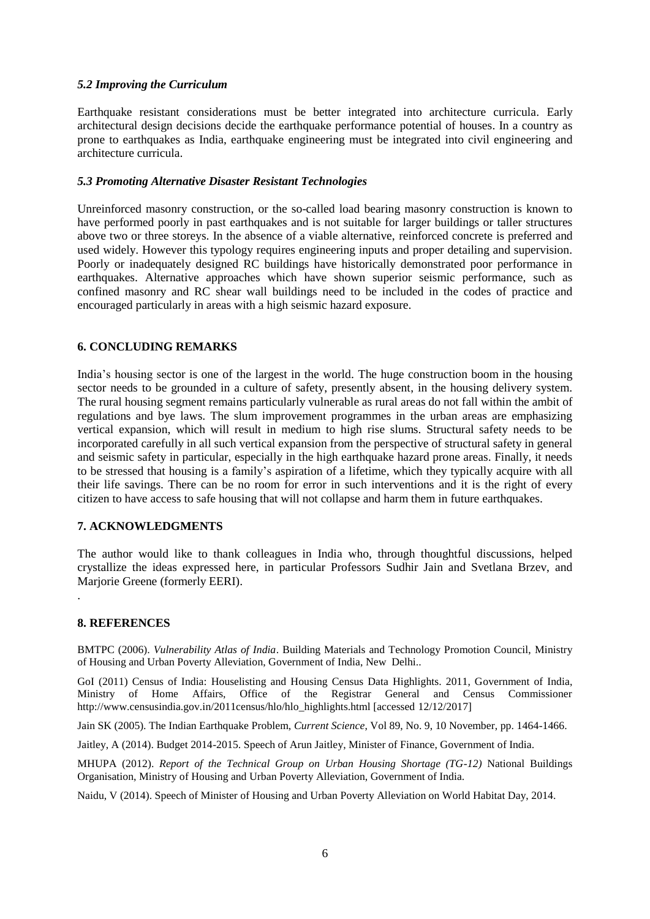### *5.2 Improving the Curriculum*

Earthquake resistant considerations must be better integrated into architecture curricula. Early architectural design decisions decide the earthquake performance potential of houses. In a country as prone to earthquakes as India, earthquake engineering must be integrated into civil engineering and architecture curricula.

### *5.3 Promoting Alternative Disaster Resistant Technologies*

Unreinforced masonry construction, or the so-called load bearing masonry construction is known to have performed poorly in past earthquakes and is not suitable for larger buildings or taller structures above two or three storeys. In the absence of a viable alternative, reinforced concrete is preferred and used widely. However this typology requires engineering inputs and proper detailing and supervision. Poorly or inadequately designed RC buildings have historically demonstrated poor performance in earthquakes. Alternative approaches which have shown superior seismic performance, such as confined masonry and RC shear wall buildings need to be included in the codes of practice and encouraged particularly in areas with a high seismic hazard exposure.

## 6. CONCLUDING REMARKS

India's housing sector is one of the largest in the world. The huge construction boom in the housing sector needs to be grounded in a culture of safety, presently absent, in the housing delivery system. The rural housing segment remains particularly vulnerable as rural areas do not fall within the ambit of regulations and bye laws. The slum improvement programmes in the urban areas are emphasizing vertical expansion, which will result in medium to high rise slums. Structural safety needs to be incorporated carefully in all such vertical expansion from the perspective of structural safety in general and seismic safety in particular, especially in the high earthquake hazard prone areas. Finally, it needs to be stressed that housing is a family's aspiration of a lifetime, which they typically acquire with all their life savings. There can be no room for error in such interventions and it is the right of every citizen to have access to safe housing that will not collapse and harm them in future earthquakes.

## 7. ACKNOWLEDGMENTS

The author would like to thank colleagues in India who, through thoughtful discussions, helped crystallize the ideas expressed here, in particular Professors Sudhir Jain and Svetlana Brzev, and Marjorie Greene (formerly EERI).

.

## 8. REFERENCES

BMTPC (2006). *Vulnerability Atlas of India*. Building Materials and Technology Promotion Council, Ministry of Housing and Urban Poverty Alleviation, Government of India, New Delhi..

GoI (2011) Census of India: Houselisting and Housing Census Data Highlights. 2011, Government of India, Ministry of Home Affairs, Office of the Registrar General and Census Commissioner http://www.censusindia.gov.in/2011census/hlo/hlo_highlights.html [accessed 12/12/2017]

Jain SK (2005). The Indian Earthquake Problem, *Current Science*, Vol 89, No. 9, 10 November, pp. 1464-1466.

Jaitley, A (2014). Budget 2014-2015. Speech of Arun Jaitley, Minister of Finance, Government of India.

MHUPA (2012). *Report of the Technical Group on Urban Housing Shortage (TG-12)* National Buildings Organisation, Ministry of Housing and Urban Poverty Alleviation, Government of India.

Naidu, V (2014). Speech of Minister of Housing and Urban Poverty Alleviation on World Habitat Day, 2014.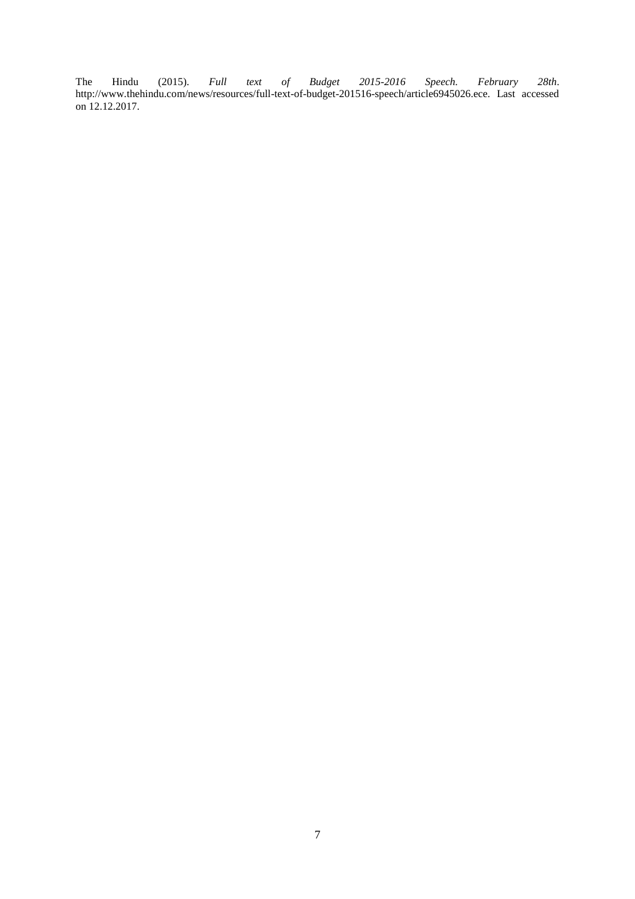The Hindu (2015). *Full text of Budget 2015-2016 Speech. February 28th*. http://www.thehindu.com/news/resources/full-text-of-budget-201516-speech/article6945026.ece. Last accessed on 12.12.2017.